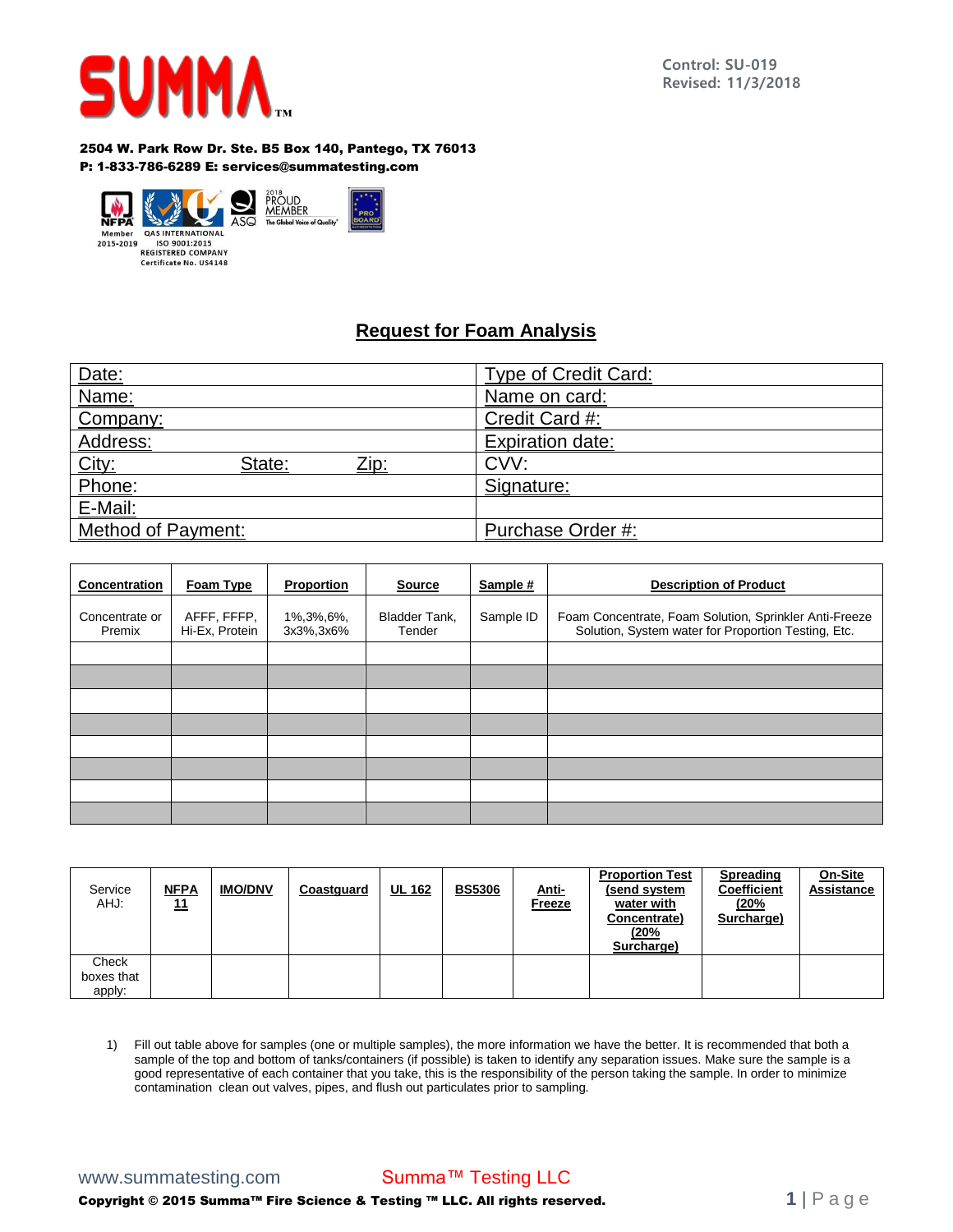**SUMMA™**

Control: SU-019
Revised: 11/3/2018

**2504 W. Park Row Dr. Ste. B5 Box 140, Pantego, TX 76013**
**P: 1-833-786-6289 E: services@summatesting.com**

NFPA Member 2015-2019
QAS INTERNATIONAL ISO 9001:2015 REGISTERED COMPANY Certificate No. US4148
ASQ 2018 PROUD MEMBER The Global Voice of Quality
PRO BOARD

## Request for Foam Analysis

| Date: | Type of Credit Card: |
|---|---|
| Name: | Name on card: |
| Company: | Credit Card #: |
| Address: | Expiration date: |
| City: State: Zip: | CVV: |
| Phone: | Signature: |
| E-Mail: | |
| Method of Payment: | Purchase Order #: |

| Concentration | Foam Type | Proportion | Source | Sample # | Description of Product |
|---|---|---|---|---|---|
| Concentrate or Premix | AFFF, FFFP, Hi-Ex, Protein | 1%,3%,6%, 3x3%,3x6% | Bladder Tank, Tender | Sample ID | Foam Concentrate, Foam Solution, Sprinkler Anti-Freeze Solution, System water for Proportion Testing, Etc. |
| | | | | | |
| | | | | | |
| | | | | | |
| | | | | | |
| | | | | | |
| | | | | | |
| | | | | | |
| | | | | | |

| Service AHJ: | NFPA 11 | IMO/DNV | Coastguard | UL 162 | BS5306 | Anti-Freeze | Proportion Test (send system water with Concentrate) (20% Surcharge) | Spreading Coefficient (20% Surcharge) | On-Site Assistance |
|---|---|---|---|---|---|---|---|---|---|
| Check boxes that apply: | | | | | | | | | |

1) Fill out table above for samples (one or multiple samples), the more information we have the better. It is recommended that both a sample of the top and bottom of tanks/containers (if possible) is taken to identify any separation issues. Make sure the sample is a good representative of each container that you take, this is the responsibility of the person taking the sample. In order to minimize contamination clean out valves, pipes, and flush out particulates prior to sampling.

www.summatesting.com Summa™ Testing LLC

**Copyright © 2015 Summa™ Fire Science & Testing ™ LLC. All rights reserved.**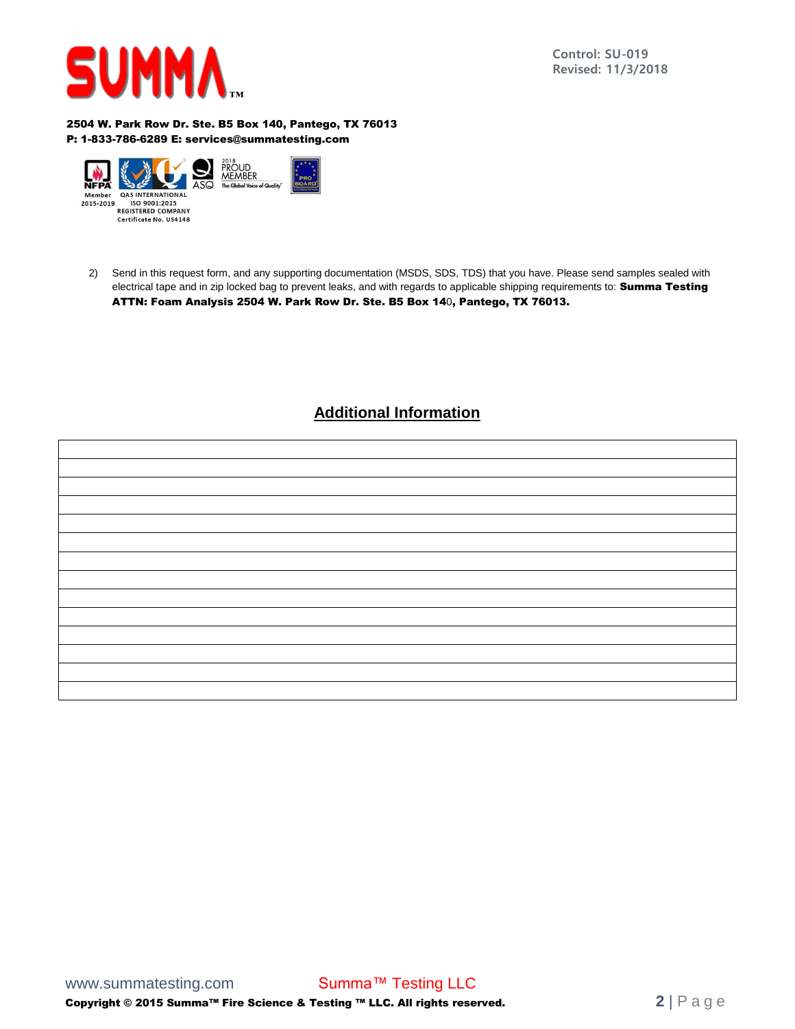2504 W. Park Row Dr. Ste. B5 Box 140, Pantego, TX 76013
P: 1-833-786-6289 E: services@summatesting.com

NFPA Member 2015-2019 | QAS INTERNATIONAL ISO 9001:2015 REGISTERED COMPANY Certificate No. US4148 | ASQ 2018 PROUD MEMBER The Global Voice of Quality | PRO BOARD

2) Send in this request form, and any supporting documentation (MSDS, SDS, TDS) that you have. Please send samples sealed with electrical tape and in zip locked bag to prevent leaks, and with regards to applicable shipping requirements to: **Summa Testing ATTN: Foam Analysis 2504 W. Park Row Dr. Ste. B5 Box 140, Pantego, TX 76013.**

## Additional Information

| |
|---|
| |
| |
| |
| |
| |
| |
| |
| |
| |
| |
| |
| |
| |

www.summatesting.com Summa™ Testing LLC

**Copyright © 2015 Summa™ Fire Science & Testing ™ LLC. All rights reserved.**